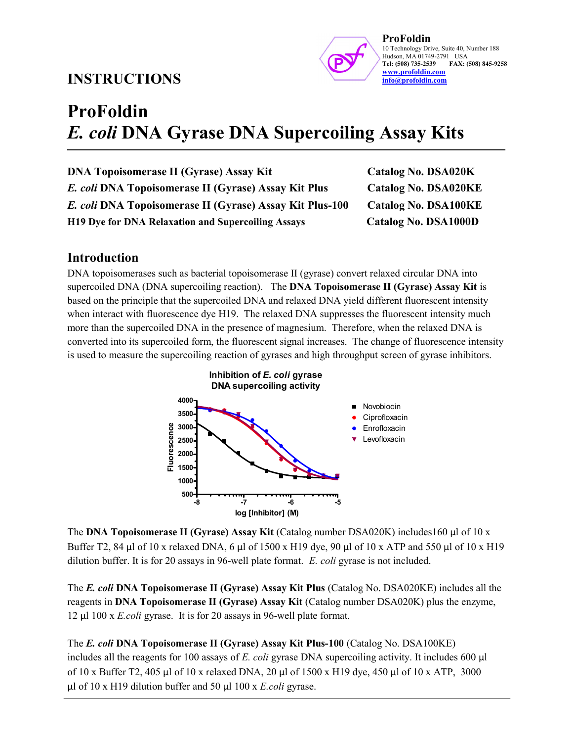# INSTRUCTIONS

**ProFoldin**
10 Technology Drive, Suite 40, Number 188
Hudson, MA 01749-2791 USA
**Tel: (508) 735-2539 FAX: (508) 845-9258**
www.profoldin.com
info@profoldin.com

# ProFoldin *E. coli* DNA Gyrase DNA Supercoiling Assay Kits

| | |
|---|---|
| **DNA Topoisomerase II (Gyrase) Assay Kit** | **Catalog No. DSA020K** |
| ***E. coli* DNA Topoisomerase II (Gyrase) Assay Kit Plus** | **Catalog No. DSA020KE** |
| ***E. coli* DNA Topoisomerase II (Gyrase) Assay Kit Plus-100** | **Catalog No. DSA100KE** |
| **H19 Dye for DNA Relaxation and Supercoiling Assays** | **Catalog No. DSA1000D** |

## Introduction

DNA topoisomerases such as bacterial topoisomerase II (gyrase) convert relaxed circular DNA into supercoiled DNA (DNA supercoiling reaction). The **DNA Topoisomerase II (Gyrase) Assay Kit** is based on the principle that the supercoiled DNA and relaxed DNA yield different fluorescent intensity when interact with fluorescence dye H19. The relaxed DNA suppresses the fluorescent intensity much more than the supercoiled DNA in the presence of magnesium. Therefore, when the relaxed DNA is converted into its supercoiled form, the fluorescent signal increases. The change of fluorescence intensity is used to measure the supercoiling reaction of gyrases and high throughput screen of gyrase inhibitors.

**Inhibition of *E. coli* gyrase DNA supercoiling activity**

The **DNA Topoisomerase II (Gyrase) Assay Kit** (Catalog number DSA020K) includes160 µl of 10 x Buffer T2, 84 µl of 10 x relaxed DNA, 6 µl of 1500 x H19 dye, 90 µl of 10 x ATP and 550 µl of 10 x H19 dilution buffer. It is for 20 assays in 96-well plate format. *E. coli* gyrase is not included.

The ***E. coli* DNA Topoisomerase II (Gyrase) Assay Kit Plus** (Catalog No. DSA020KE) includes all the reagents in **DNA Topoisomerase II (Gyrase) Assay Kit** (Catalog number DSA020K) plus the enzyme, 12 µl 100 x *E.coli* gyrase. It is for 20 assays in 96-well plate format.

The ***E. coli* DNA Topoisomerase II (Gyrase) Assay Kit Plus-100** (Catalog No. DSA100KE) includes all the reagents for 100 assays of *E. coli* gyrase DNA supercoiling activity. It includes 600 µl of 10 x Buffer T2, 405 µl of 10 x relaxed DNA, 20 µl of 1500 x H19 dye, 450 µl of 10 x ATP, 3000 µl of 10 x H19 dilution buffer and 50 µl 100 x *E.coli* gyrase.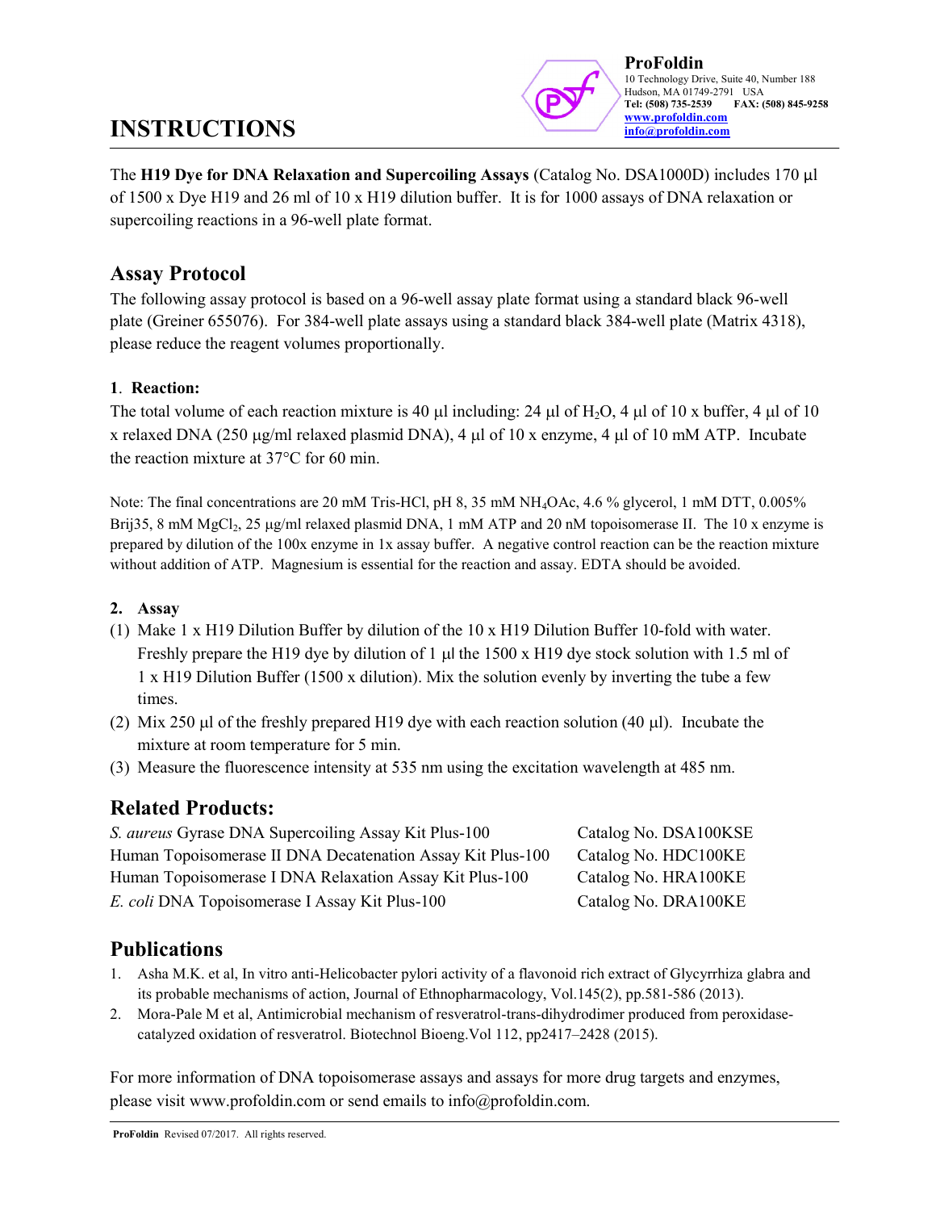ProFoldin
10 Technology Drive, Suite 40, Number 188
Hudson, MA 01749-2791 USA
**Tel: (508) 735-2539 FAX: (508) 845-9258**
www.profoldin.com
info@profoldin.com

# INSTRUCTIONS

The **H19 Dye for DNA Relaxation and Supercoiling Assays** (Catalog No. DSA1000D) includes 170 µl of 1500 x Dye H19 and 26 ml of 10 x H19 dilution buffer. It is for 1000 assays of DNA relaxation or supercoiling reactions in a 96-well plate format.

## Assay Protocol

The following assay protocol is based on a 96-well assay plate format using a standard black 96-well plate (Greiner 655076). For 384-well plate assays using a standard black 384-well plate (Matrix 4318), please reduce the reagent volumes proportionally.

### 1. Reaction:

The total volume of each reaction mixture is 40 µl including: 24 µl of $H_2O$, 4 µl of 10 x buffer, 4 µl of 10 x relaxed DNA (250 µg/ml relaxed plasmid DNA), 4 µl of 10 x enzyme, 4 µl of 10 mM ATP. Incubate the reaction mixture at 37°C for 60 min.

Note: The final concentrations are 20 mM Tris-HCl, pH 8, 35 mM $NH_4OAc$, 4.6 % glycerol, 1 mM DTT, 0.005% Brij35, 8 mM $MgCl_2$, 25 µg/ml relaxed plasmid DNA, 1 mM ATP and 20 nM topoisomerase II. The 10 x enzyme is prepared by dilution of the 100x enzyme in 1x assay buffer. A negative control reaction can be the reaction mixture without addition of ATP. Magnesium is essential for the reaction and assay. EDTA should be avoided.

### 2. Assay

(1) Make 1 x H19 Dilution Buffer by dilution of the 10 x H19 Dilution Buffer 10-fold with water. Freshly prepare the H19 dye by dilution of 1 µl the 1500 x H19 dye stock solution with 1.5 ml of 1 x H19 Dilution Buffer (1500 x dilution). Mix the solution evenly by inverting the tube a few times.

(2) Mix 250 µl of the freshly prepared H19 dye with each reaction solution (40 µl). Incubate the mixture at room temperature for 5 min.

(3) Measure the fluorescence intensity at 535 nm using the excitation wavelength at 485 nm.

## Related Products:

| | |
|---|---|
| *S. aureus* Gyrase DNA Supercoiling Assay Kit Plus-100 | Catalog No. DSA100KSE |
| Human Topoisomerase II DNA Decatenation Assay Kit Plus-100 | Catalog No. HDC100KE |
| Human Topoisomerase I DNA Relaxation Assay Kit Plus-100 | Catalog No. HRA100KE |
| *E. coli* DNA Topoisomerase I Assay Kit Plus-100 | Catalog No. DRA100KE |

## Publications

1. Asha M.K. et al, In vitro anti-Helicobacter pylori activity of a flavonoid rich extract of Glycyrrhiza glabra and its probable mechanisms of action, Journal of Ethnopharmacology, Vol.145(2), pp.581-586 (2013).
2. Mora-Pale M et al, Antimicrobial mechanism of resveratrol-trans-dihydrodimer produced from peroxidase-catalyzed oxidation of resveratrol. Biotechnol Bioeng.Vol 112, pp2417–2428 (2015).

For more information of DNA topoisomerase assays and assays for more drug targets and enzymes, please visit www.profoldin.com or send emails to info@profoldin.com.

**ProFoldin** Revised 07/2017. All rights reserved.